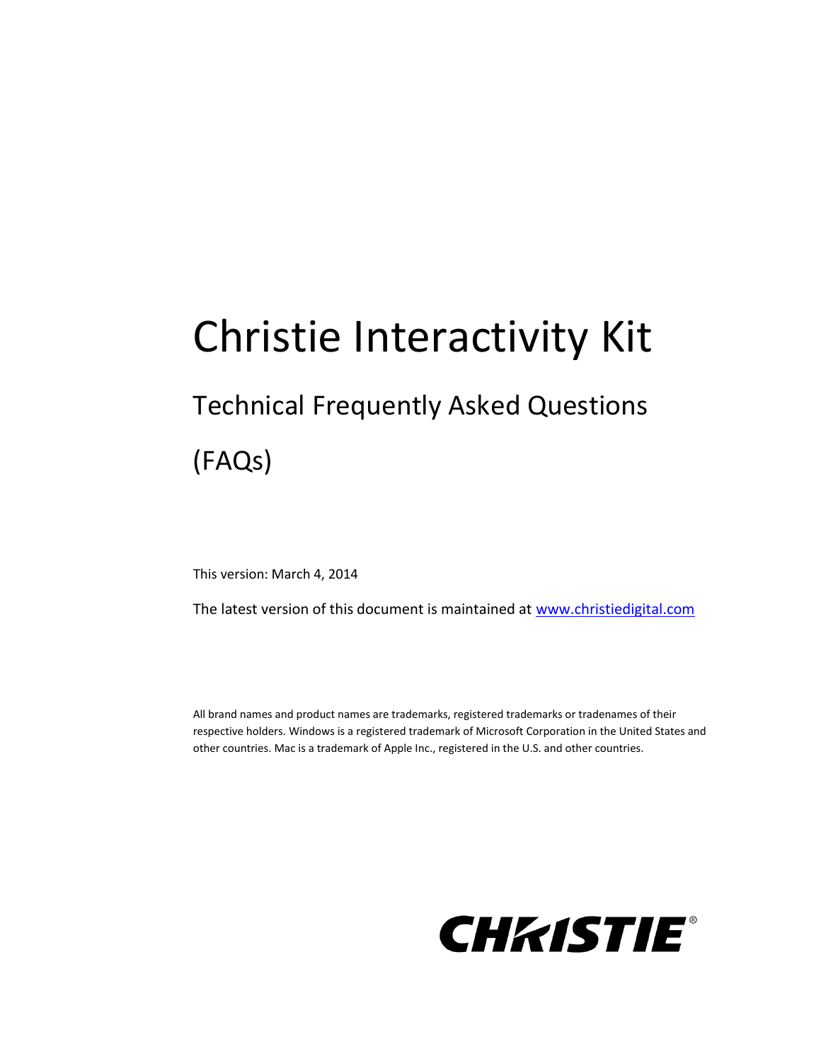# Christie Interactivity Kit

## Technical Frequently Asked Questions (FAQs)

This version: March 4, 2014

The latest version of this document is maintained at [www.christiedigital.com](www.christiedigital.com)

All brand names and product names are trademarks, registered trademarks or tradenames of their respective holders. Windows is a registered trademark of Microsoft Corporation in the United States and other countries. Mac is a trademark of Apple Inc., registered in the U.S. and other countries.

CHRISTIE®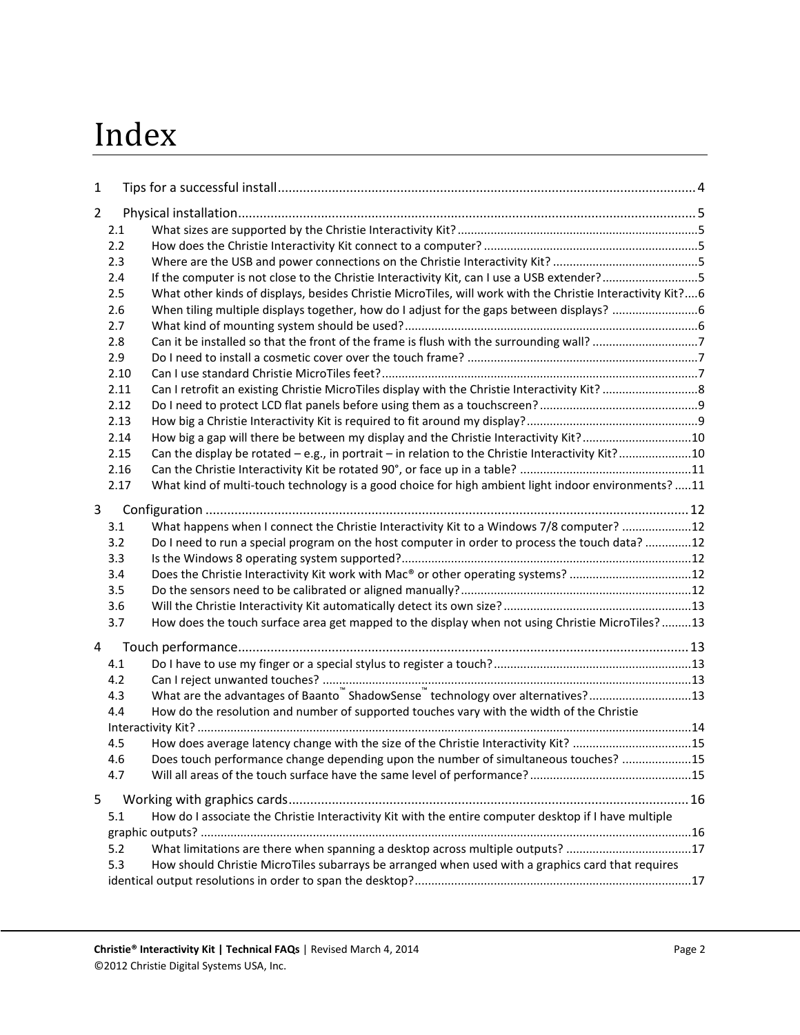# Index

1 Tips for a successful install....................................................................................................................4

2 Physical installation..............................................................................................................................5

- 2.1 What sizes are supported by the Christie Interactivity Kit?........................................................................5
- 2.2 How does the Christie Interactivity Kit connect to a computer?................................................................5
- 2.3 Where are the USB and power connections on the Christie Interactivity Kit?...........................................5
- 2.4 If the computer is not close to the Christie Interactivity Kit, can I use a USB extender?............................5
- 2.5 What other kinds of displays, besides Christie MicroTiles, will work with the Christie Interactivity Kit?....6
- 2.6 When tiling multiple displays together, how do I adjust for the gaps between displays? ..........................6
- 2.7 What kind of mounting system should be used?........................................................................................6
- 2.8 Can it be installed so that the front of the frame is flush with the surrounding wall? ................................7
- 2.9 Do I need to install a cosmetic cover over the touch frame? .....................................................................7
- 2.10 Can I use standard Christie MicroTiles feet?...............................................................................................7
- 2.11 Can I retrofit an existing Christie MicroTiles display with the Christie Interactivity Kit? ............................8
- 2.12 Do I need to protect LCD flat panels before using them as a touchscreen?...............................................9
- 2.13 How big a Christie Interactivity Kit is required to fit around my display?...................................................9
- 2.14 How big a gap will there be between my display and the Christie Interactivity Kit?.................................10
- 2.15 Can the display be rotated – e.g., in portrait – in relation to the Christie Interactivity Kit?......................10
- 2.16 Can the Christie Interactivity Kit be rotated 90°, or face up in a table? ...................................................11
- 2.17 What kind of multi-touch technology is a good choice for high ambient light indoor environments? .....11

3 Configuration .....................................................................................................................................12

- 3.1 What happens when I connect the Christie Interactivity Kit to a Windows 7/8 computer? .....................12
- 3.2 Do I need to run a special program on the host computer in order to process the touch data? ..............12
- 3.3 Is the Windows 8 operating system supported?.......................................................................................12
- 3.4 Does the Christie Interactivity Kit work with Mac® or other operating systems? .....................................12
- 3.5 Do the sensors need to be calibrated or aligned manually?.....................................................................12
- 3.6 Will the Christie Interactivity Kit automatically detect its own size?.........................................................13
- 3.7 How does the touch surface area get mapped to the display when not using Christie MicroTiles? .........13

4 Touch performance............................................................................................................................13

- 4.1 Do I have to use my finger or a special stylus to register a touch?............................................................13
- 4.2 Can I reject unwanted touches? ...............................................................................................................13
- 4.3 What are the advantages of Baanto™ ShadowSense™ technology over alternatives?...............................13
- 4.4 How do the resolution and number of supported touches vary with the width of the Christie Interactivity Kit?.....................................................................................................................................14
- 4.5 How does average latency change with the size of the Christie Interactivity Kit? ....................................15
- 4.6 Does touch performance change depending upon the number of simultaneous touches? .....................15
- 4.7 Will all areas of the touch surface have the same level of performance?.................................................15

5 Working with graphics cards..............................................................................................................16

- 5.1 How do I associate the Christie Interactivity Kit with the entire computer desktop if I have multiple graphic outputs? ...................................................................................................................................16
- 5.2 What limitations are there when spanning a desktop across multiple outputs? ......................................17
- 5.3 How should Christie MicroTiles subarrays be arranged when used with a graphics card that requires identical output resolutions in order to span the desktop?...................................................................17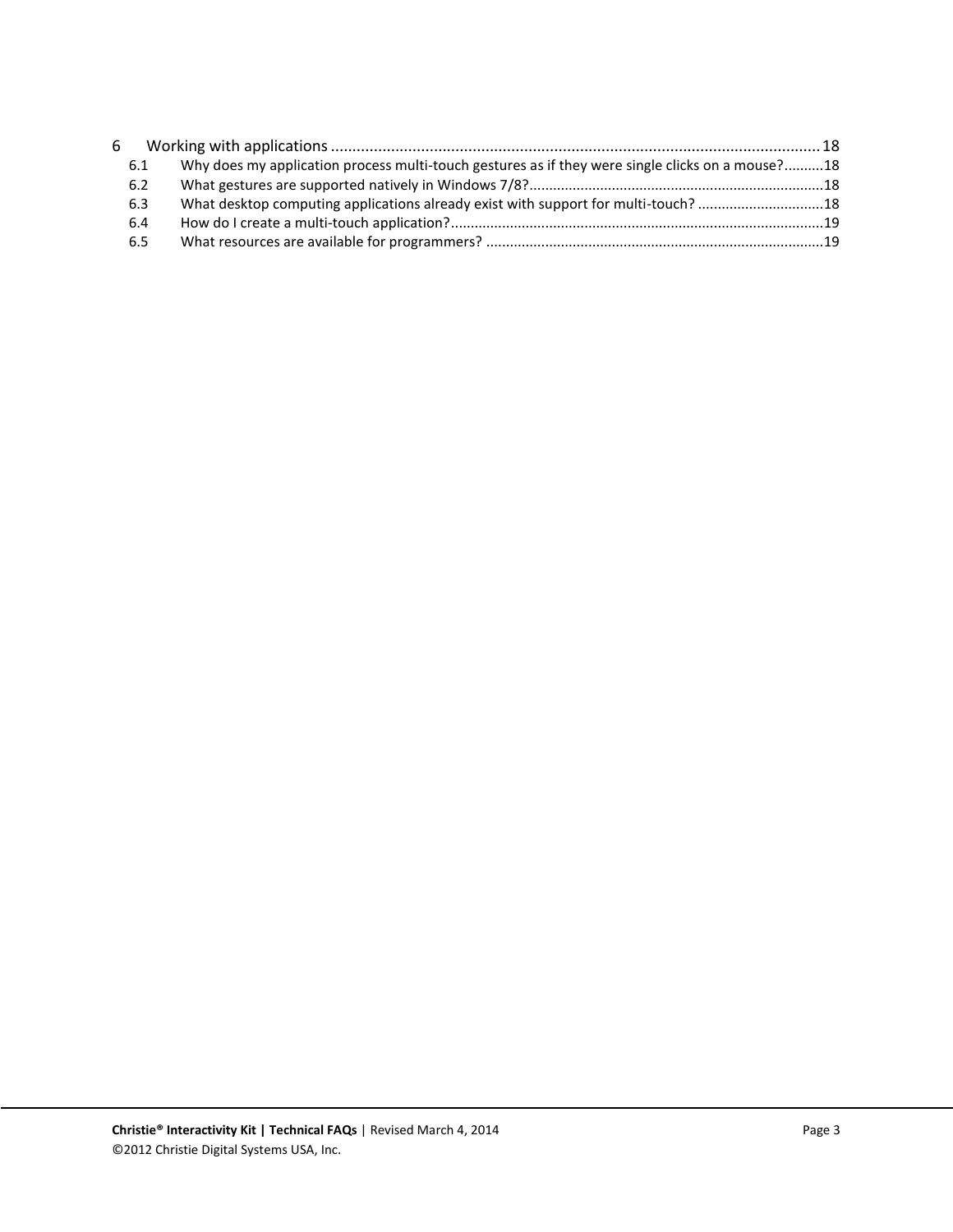6 Working with applications ..... 18

- 6.1 Why does my application process multi-touch gestures as if they were single clicks on a mouse? ..... 18
- 6.2 What gestures are supported natively in Windows 7/8? ..... 18
- 6.3 What desktop computing applications already exist with support for multi-touch? ..... 18
- 6.4 How do I create a multi-touch application? ..... 19
- 6.5 What resources are available for programmers? ..... 19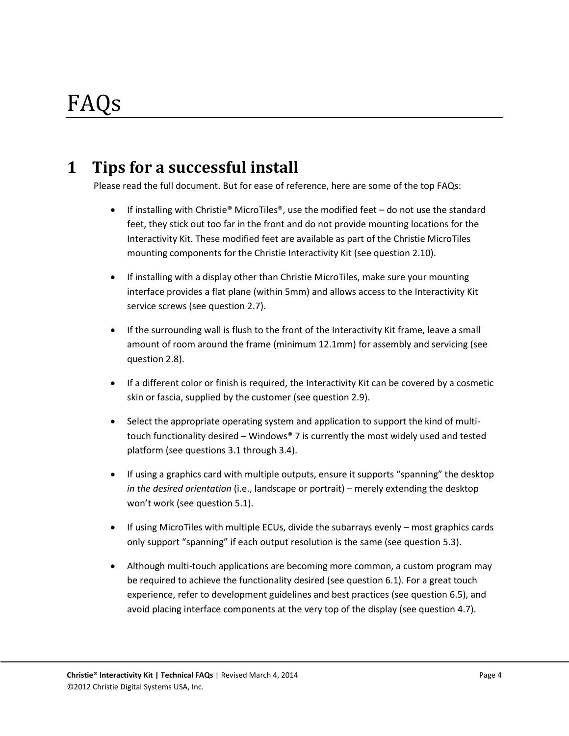# FAQs

## 1 Tips for a successful install

Please read the full document. But for ease of reference, here are some of the top FAQs:

- If installing with Christie® MicroTiles®, use the modified feet – do not use the standard feet, they stick out too far in the front and do not provide mounting locations for the Interactivity Kit. These modified feet are available as part of the Christie MicroTiles mounting components for the Christie Interactivity Kit (see question 2.10).
- If installing with a display other than Christie MicroTiles, make sure your mounting interface provides a flat plane (within 5mm) and allows access to the Interactivity Kit service screws (see question 2.7).
- If the surrounding wall is flush to the front of the Interactivity Kit frame, leave a small amount of room around the frame (minimum 12.1mm) for assembly and servicing (see question 2.8).
- If a different color or finish is required, the Interactivity Kit can be covered by a cosmetic skin or fascia, supplied by the customer (see question 2.9).
- Select the appropriate operating system and application to support the kind of multi-touch functionality desired – Windows® 7 is currently the most widely used and tested platform (see questions 3.1 through 3.4).
- If using a graphics card with multiple outputs, ensure it supports "spanning" the desktop *in the desired orientation* (i.e., landscape or portrait) – merely extending the desktop won't work (see question 5.1).
- If using MicroTiles with multiple ECUs, divide the subarrays evenly – most graphics cards only support "spanning" if each output resolution is the same (see question 5.3).
- Although multi-touch applications are becoming more common, a custom program may be required to achieve the functionality desired (see question 6.1). For a great touch experience, refer to development guidelines and best practices (see question 6.5), and avoid placing interface components at the very top of the display (see question 4.7).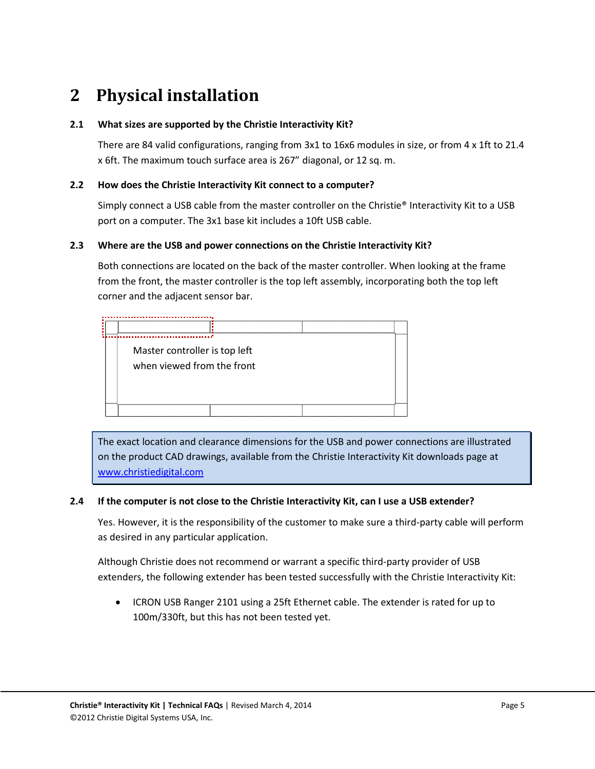# 2 Physical installation

### 2.1 What sizes are supported by the Christie Interactivity Kit?

There are 84 valid configurations, ranging from 3x1 to 16x6 modules in size, or from 4 x 1ft to 21.4 x 6ft. The maximum touch surface area is 267” diagonal, or 12 sq. m.

### 2.2 How does the Christie Interactivity Kit connect to a computer?

Simply connect a USB cable from the master controller on the Christie® Interactivity Kit to a USB port on a computer. The 3x1 base kit includes a 10ft USB cable.

### 2.3 Where are the USB and power connections on the Christie Interactivity Kit?

Both connections are located on the back of the master controller. When looking at the frame from the front, the master controller is the top left assembly, incorporating both the top left corner and the adjacent sensor bar.

Master controller is top left when viewed from the front

> The exact location and clearance dimensions for the USB and power connections are illustrated on the product CAD drawings, available from the Christie Interactivity Kit downloads page at [www.christiedigital.com](http://www.christiedigital.com)

### 2.4 If the computer is not close to the Christie Interactivity Kit, can I use a USB extender?

Yes. However, it is the responsibility of the customer to make sure a third-party cable will perform as desired in any particular application.

Although Christie does not recommend or warrant a specific third-party provider of USB extenders, the following extender has been tested successfully with the Christie Interactivity Kit:

- ICRON USB Ranger 2101 using a 25ft Ethernet cable. The extender is rated for up to 100m/330ft, but this has not been tested yet.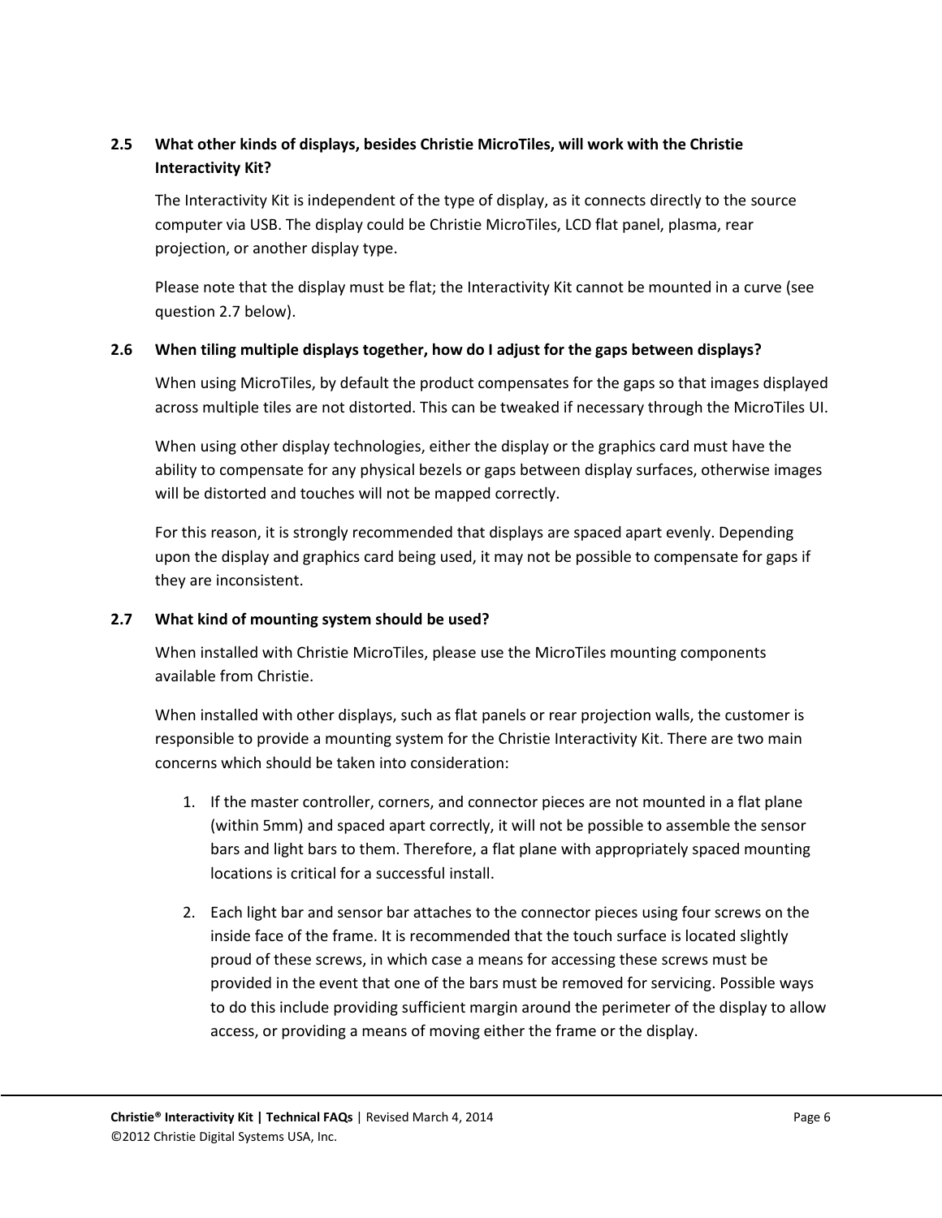### 2.5 What other kinds of displays, besides Christie MicroTiles, will work with the Christie Interactivity Kit?

The Interactivity Kit is independent of the type of display, as it connects directly to the source computer via USB. The display could be Christie MicroTiles, LCD flat panel, plasma, rear projection, or another display type.

Please note that the display must be flat; the Interactivity Kit cannot be mounted in a curve (see question 2.7 below).

### 2.6 When tiling multiple displays together, how do I adjust for the gaps between displays?

When using MicroTiles, by default the product compensates for the gaps so that images displayed across multiple tiles are not distorted. This can be tweaked if necessary through the MicroTiles UI.

When using other display technologies, either the display or the graphics card must have the ability to compensate for any physical bezels or gaps between display surfaces, otherwise images will be distorted and touches will not be mapped correctly.

For this reason, it is strongly recommended that displays are spaced apart evenly. Depending upon the display and graphics card being used, it may not be possible to compensate for gaps if they are inconsistent.

### 2.7 What kind of mounting system should be used?

When installed with Christie MicroTiles, please use the MicroTiles mounting components available from Christie.

When installed with other displays, such as flat panels or rear projection walls, the customer is responsible to provide a mounting system for the Christie Interactivity Kit. There are two main concerns which should be taken into consideration:

1. If the master controller, corners, and connector pieces are not mounted in a flat plane (within 5mm) and spaced apart correctly, it will not be possible to assemble the sensor bars and light bars to them. Therefore, a flat plane with appropriately spaced mounting locations is critical for a successful install.
2. Each light bar and sensor bar attaches to the connector pieces using four screws on the inside face of the frame. It is recommended that the touch surface is located slightly proud of these screws, in which case a means for accessing these screws must be provided in the event that one of the bars must be removed for servicing. Possible ways to do this include providing sufficient margin around the perimeter of the display to allow access, or providing a means of moving either the frame or the display.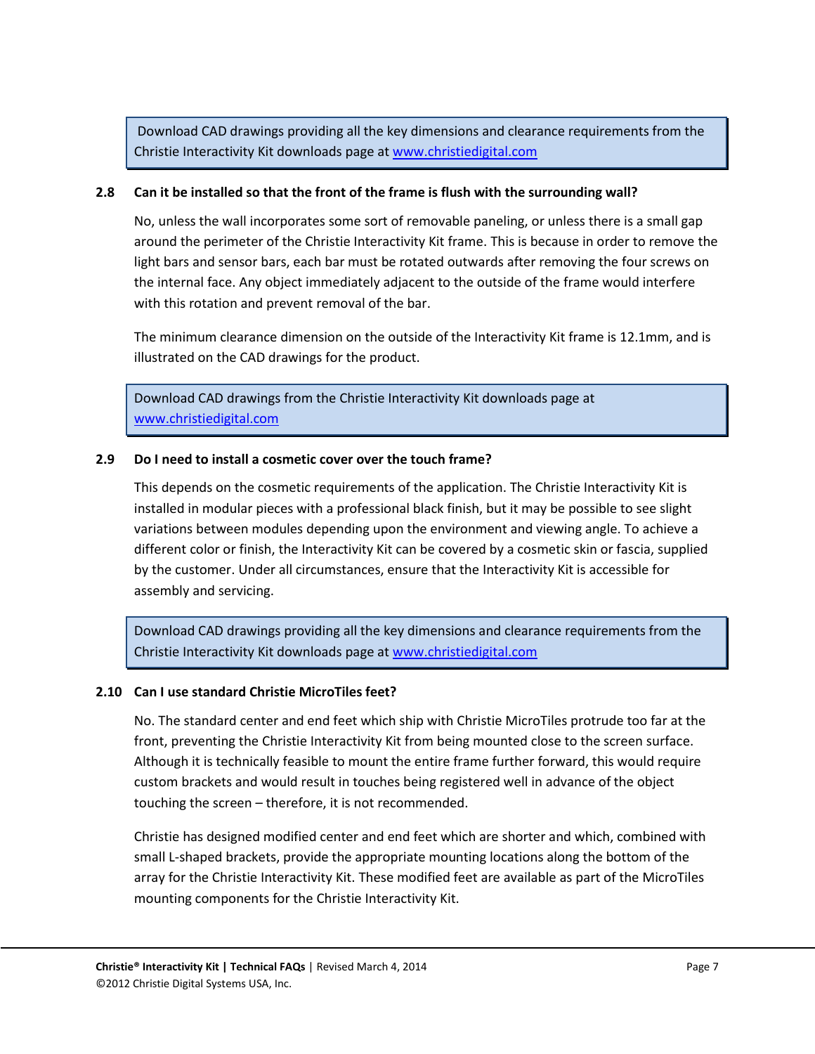> Download CAD drawings providing all the key dimensions and clearance requirements from the Christie Interactivity Kit downloads page at [www.christiedigital.com](www.christiedigital.com)

### 2.8 Can it be installed so that the front of the frame is flush with the surrounding wall?

No, unless the wall incorporates some sort of removable paneling, or unless there is a small gap around the perimeter of the Christie Interactivity Kit frame. This is because in order to remove the light bars and sensor bars, each bar must be rotated outwards after removing the four screws on the internal face. Any object immediately adjacent to the outside of the frame would interfere with this rotation and prevent removal of the bar.

The minimum clearance dimension on the outside of the Interactivity Kit frame is 12.1mm, and is illustrated on the CAD drawings for the product.

> Download CAD drawings from the Christie Interactivity Kit downloads page at [www.christiedigital.com](www.christiedigital.com)

### 2.9 Do I need to install a cosmetic cover over the touch frame?

This depends on the cosmetic requirements of the application. The Christie Interactivity Kit is installed in modular pieces with a professional black finish, but it may be possible to see slight variations between modules depending upon the environment and viewing angle. To achieve a different color or finish, the Interactivity Kit can be covered by a cosmetic skin or fascia, supplied by the customer. Under all circumstances, ensure that the Interactivity Kit is accessible for assembly and servicing.

> Download CAD drawings providing all the key dimensions and clearance requirements from the Christie Interactivity Kit downloads page at [www.christiedigital.com](www.christiedigital.com)

### 2.10 Can I use standard Christie MicroTiles feet?

No. The standard center and end feet which ship with Christie MicroTiles protrude too far at the front, preventing the Christie Interactivity Kit from being mounted close to the screen surface. Although it is technically feasible to mount the entire frame further forward, this would require custom brackets and would result in touches being registered well in advance of the object touching the screen – therefore, it is not recommended.

Christie has designed modified center and end feet which are shorter and which, combined with small L-shaped brackets, provide the appropriate mounting locations along the bottom of the array for the Christie Interactivity Kit. These modified feet are available as part of the MicroTiles mounting components for the Christie Interactivity Kit.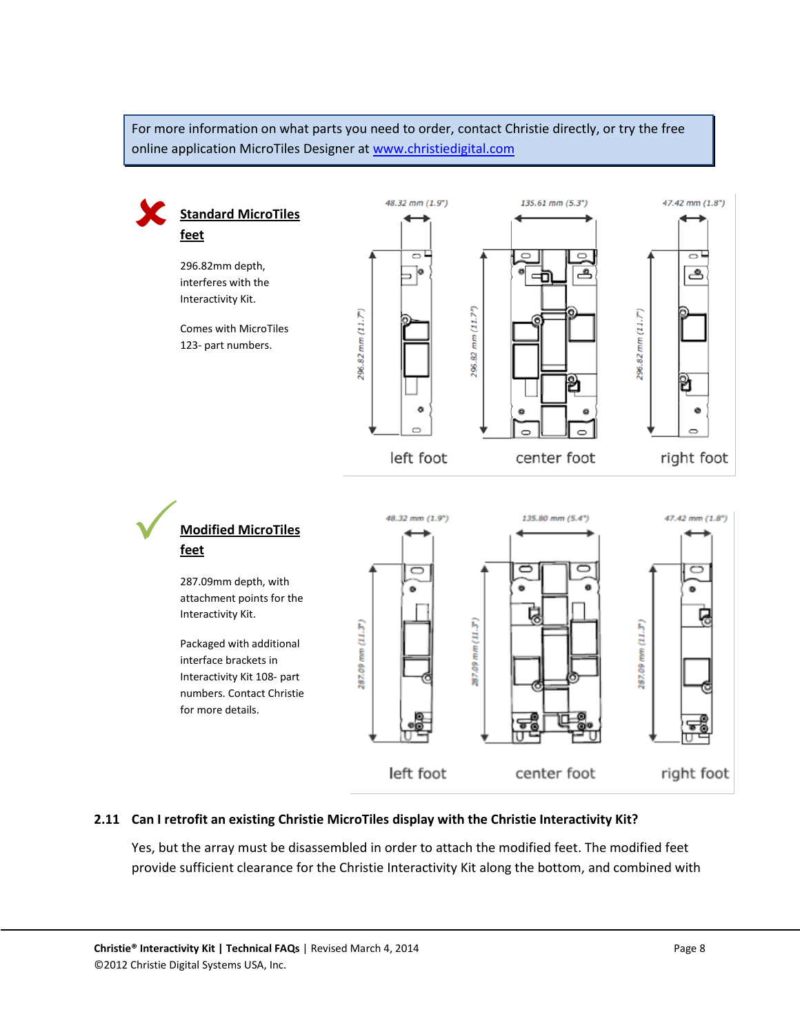For more information on what parts you need to order, contact Christie directly, or try the free online application MicroTiles Designer at www.christiedigital.com

**Standard MicroTiles feet**

296.82mm depth, interferes with the Interactivity Kit.

Comes with MicroTiles 123- part numbers.

48.32 mm (1.9") 135.61 mm (5.3") 47.42 mm (1.8")

296.82 mm (11.7")

left foot center foot right foot

**Modified MicroTiles feet**

287.09mm depth, with attachment points for the Interactivity Kit.

Packaged with additional interface brackets in Interactivity Kit 108- part numbers. Contact Christie for more details.

48.32 mm (1.9") 135.80 mm (5.4") 47.42 mm (1.8")

287.09 mm (11.3")

left foot center foot right foot

### 2.11 Can I retrofit an existing Christie MicroTiles display with the Christie Interactivity Kit?

Yes, but the array must be disassembled in order to attach the modified feet. The modified feet provide sufficient clearance for the Christie Interactivity Kit along the bottom, and combined with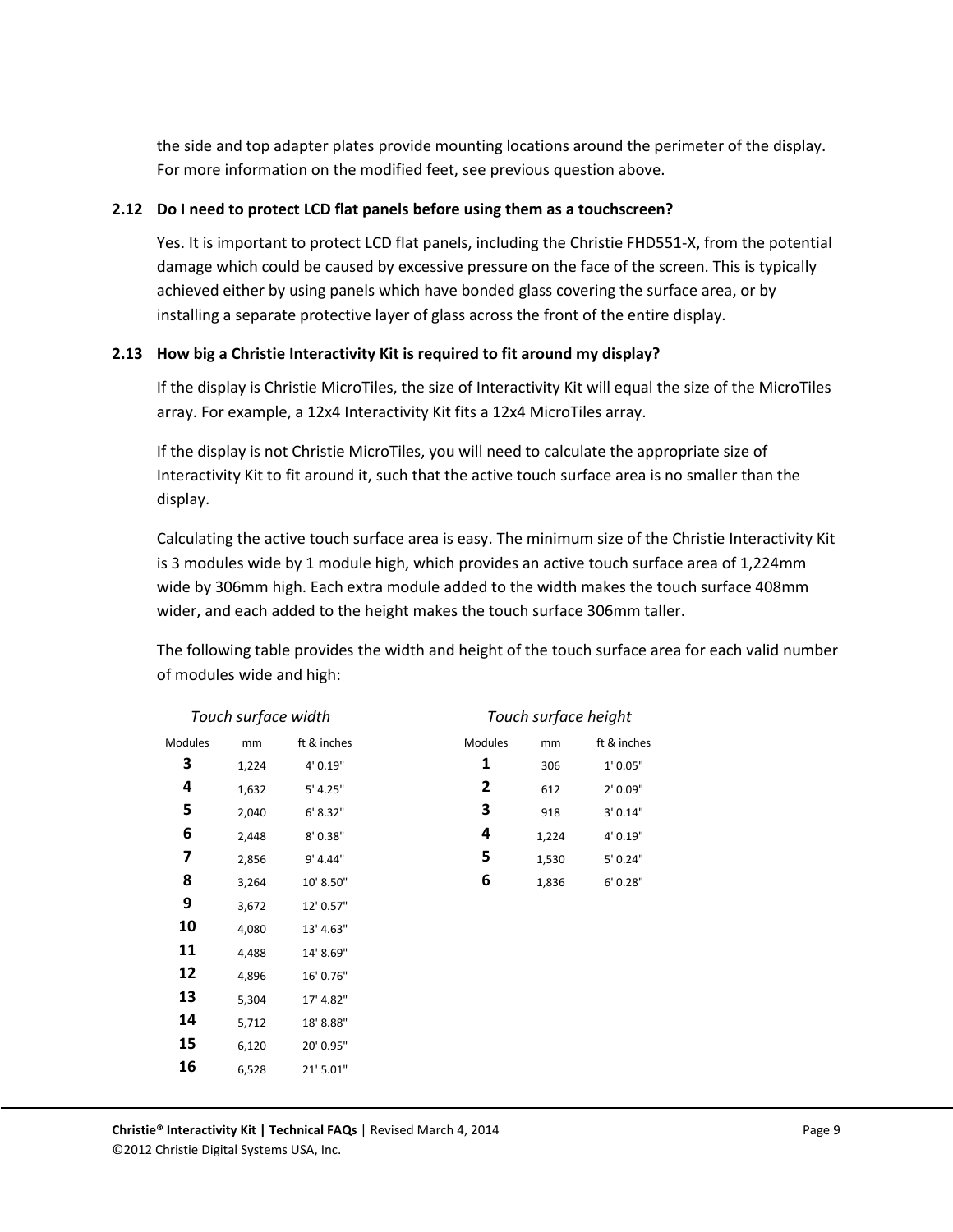the side and top adapter plates provide mounting locations around the perimeter of the display. For more information on the modified feet, see previous question above.

### 2.12 Do I need to protect LCD flat panels before using them as a touchscreen?

Yes. It is important to protect LCD flat panels, including the Christie FHD551-X, from the potential damage which could be caused by excessive pressure on the face of the screen. This is typically achieved either by using panels which have bonded glass covering the surface area, or by installing a separate protective layer of glass across the front of the entire display.

### 2.13 How big a Christie Interactivity Kit is required to fit around my display?

If the display is Christie MicroTiles, the size of Interactivity Kit will equal the size of the MicroTiles array. For example, a 12x4 Interactivity Kit fits a 12x4 MicroTiles array.

If the display is not Christie MicroTiles, you will need to calculate the appropriate size of Interactivity Kit to fit around it, such that the active touch surface area is no smaller than the display.

Calculating the active touch surface area is easy. The minimum size of the Christie Interactivity Kit is 3 modules wide by 1 module high, which provides an active touch surface area of 1,224mm wide by 306mm high. Each extra module added to the width makes the touch surface 408mm wider, and each added to the height makes the touch surface 306mm taller.

The following table provides the width and height of the touch surface area for each valid number of modules wide and high:

*Touch surface width*

| Modules | mm | ft & inches |
|---|---|---|
| **3** | 1,224 | 4' 0.19" |
| **4** | 1,632 | 5' 4.25" |
| **5** | 2,040 | 6' 8.32" |
| **6** | 2,448 | 8' 0.38" |
| **7** | 2,856 | 9' 4.44" |
| **8** | 3,264 | 10' 8.50" |
| **9** | 3,672 | 12' 0.57" |
| **10** | 4,080 | 13' 4.63" |
| **11** | 4,488 | 14' 8.69" |
| **12** | 4,896 | 16' 0.76" |
| **13** | 5,304 | 17' 4.82" |
| **14** | 5,712 | 18' 8.88" |
| **15** | 6,120 | 20' 0.95" |
| **16** | 6,528 | 21' 5.01" |

*Touch surface height*

| Modules | mm | ft & inches |
|---|---|---|
| **1** | 306 | 1' 0.05" |
| **2** | 612 | 2' 0.09" |
| **3** | 918 | 3' 0.14" |
| **4** | 1,224 | 4' 0.19" |
| **5** | 1,530 | 5' 0.24" |
| **6** | 1,836 | 6' 0.28" |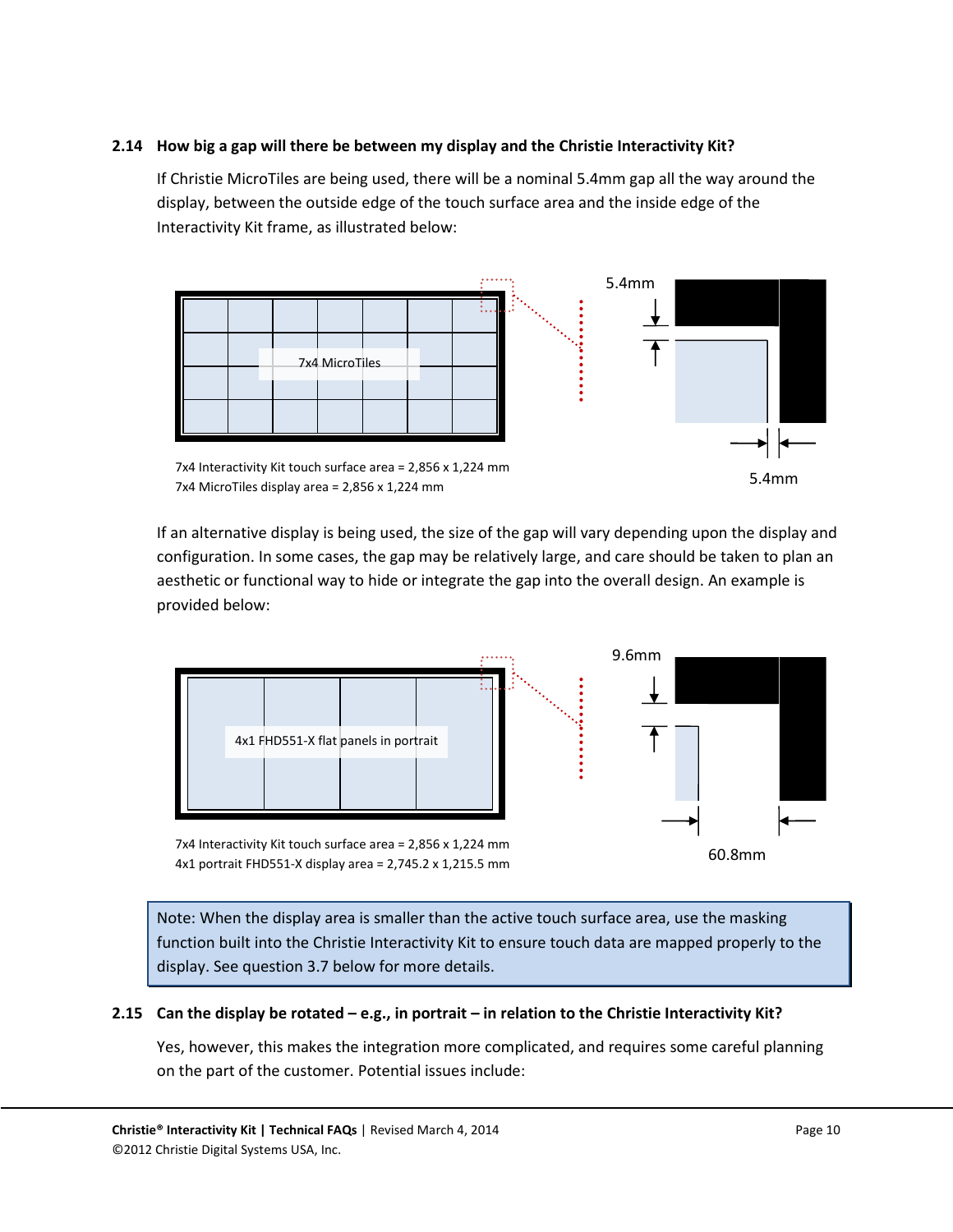### 2.14 How big a gap will there be between my display and the Christie Interactivity Kit?

If Christie MicroTiles are being used, there will be a nominal 5.4mm gap all the way around the display, between the outside edge of the touch surface area and the inside edge of the Interactivity Kit frame, as illustrated below:

7x4 MicroTiles

5.4mm

5.4mm

7x4 Interactivity Kit touch surface area = 2,856 x 1,224 mm
7x4 MicroTiles display area = 2,856 x 1,224 mm

If an alternative display is being used, the size of the gap will vary depending upon the display and configuration. In some cases, the gap may be relatively large, and care should be taken to plan an aesthetic or functional way to hide or integrate the gap into the overall design. An example is provided below:

4x1 FHD551-X flat panels in portrait

9.6mm

60.8mm

7x4 Interactivity Kit touch surface area = 2,856 x 1,224 mm
4x1 portrait FHD551-X display area = 2,745.2 x 1,215.5 mm

> Note: When the display area is smaller than the active touch surface area, use the masking function built into the Christie Interactivity Kit to ensure touch data are mapped properly to the display. See question 3.7 below for more details.

### 2.15 Can the display be rotated – e.g., in portrait – in relation to the Christie Interactivity Kit?

Yes, however, this makes the integration more complicated, and requires some careful planning on the part of the customer. Potential issues include: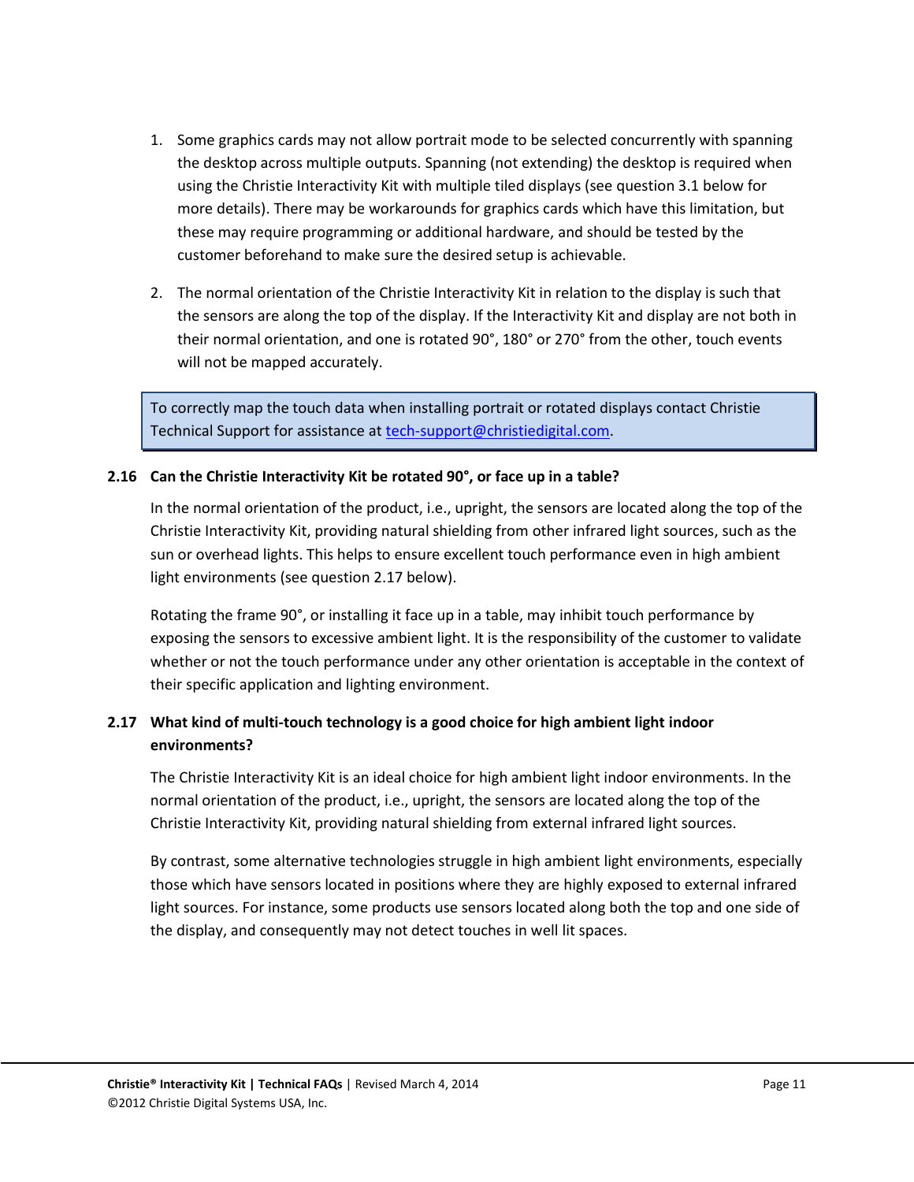1. Some graphics cards may not allow portrait mode to be selected concurrently with spanning the desktop across multiple outputs. Spanning (not extending) the desktop is required when using the Christie Interactivity Kit with multiple tiled displays (see question 3.1 below for more details). There may be workarounds for graphics cards which have this limitation, but these may require programming or additional hardware, and should be tested by the customer beforehand to make sure the desired setup is achievable.

2. The normal orientation of the Christie Interactivity Kit in relation to the display is such that the sensors are along the top of the display. If the Interactivity Kit and display are not both in their normal orientation, and one is rotated 90°, 180° or 270° from the other, touch events will not be mapped accurately.

> To correctly map the touch data when installing portrait or rotated displays contact Christie Technical Support for assistance at tech-support@christiedigital.com.

### 2.16 Can the Christie Interactivity Kit be rotated 90°, or face up in a table?

In the normal orientation of the product, i.e., upright, the sensors are located along the top of the Christie Interactivity Kit, providing natural shielding from other infrared light sources, such as the sun or overhead lights. This helps to ensure excellent touch performance even in high ambient light environments (see question 2.17 below).

Rotating the frame 90°, or installing it face up in a table, may inhibit touch performance by exposing the sensors to excessive ambient light. It is the responsibility of the customer to validate whether or not the touch performance under any other orientation is acceptable in the context of their specific application and lighting environment.

### 2.17 What kind of multi-touch technology is a good choice for high ambient light indoor environments?

The Christie Interactivity Kit is an ideal choice for high ambient light indoor environments. In the normal orientation of the product, i.e., upright, the sensors are located along the top of the Christie Interactivity Kit, providing natural shielding from external infrared light sources.

By contrast, some alternative technologies struggle in high ambient light environments, especially those which have sensors located in positions where they are highly exposed to external infrared light sources. For instance, some products use sensors located along both the top and one side of the display, and consequently may not detect touches in well lit spaces.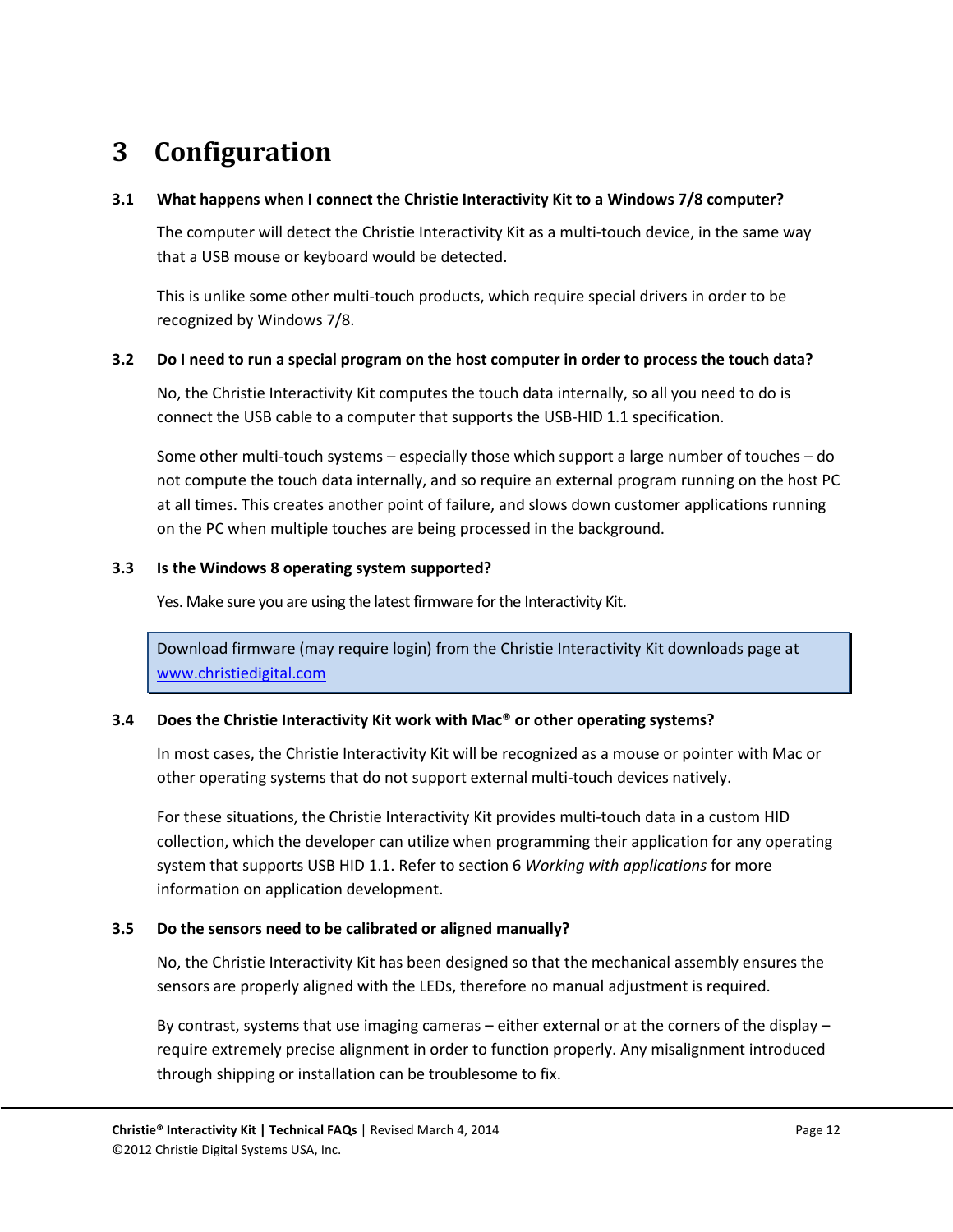# 3 Configuration

### 3.1 What happens when I connect the Christie Interactivity Kit to a Windows 7/8 computer?

The computer will detect the Christie Interactivity Kit as a multi-touch device, in the same way that a USB mouse or keyboard would be detected.

This is unlike some other multi-touch products, which require special drivers in order to be recognized by Windows 7/8.

### 3.2 Do I need to run a special program on the host computer in order to process the touch data?

No, the Christie Interactivity Kit computes the touch data internally, so all you need to do is connect the USB cable to a computer that supports the USB-HID 1.1 specification.

Some other multi-touch systems – especially those which support a large number of touches – do not compute the touch data internally, and so require an external program running on the host PC at all times. This creates another point of failure, and slows down customer applications running on the PC when multiple touches are being processed in the background.

### 3.3 Is the Windows 8 operating system supported?

Yes. Make sure you are using the latest firmware for the Interactivity Kit.

> Download firmware (may require login) from the Christie Interactivity Kit downloads page at www.christiedigital.com

### 3.4 Does the Christie Interactivity Kit work with Mac® or other operating systems?

In most cases, the Christie Interactivity Kit will be recognized as a mouse or pointer with Mac or other operating systems that do not support external multi-touch devices natively.

For these situations, the Christie Interactivity Kit provides multi-touch data in a custom HID collection, which the developer can utilize when programming their application for any operating system that supports USB HID 1.1. Refer to section 6 *Working with applications* for more information on application development.

### 3.5 Do the sensors need to be calibrated or aligned manually?

No, the Christie Interactivity Kit has been designed so that the mechanical assembly ensures the sensors are properly aligned with the LEDs, therefore no manual adjustment is required.

By contrast, systems that use imaging cameras – either external or at the corners of the display – require extremely precise alignment in order to function properly. Any misalignment introduced through shipping or installation can be troublesome to fix.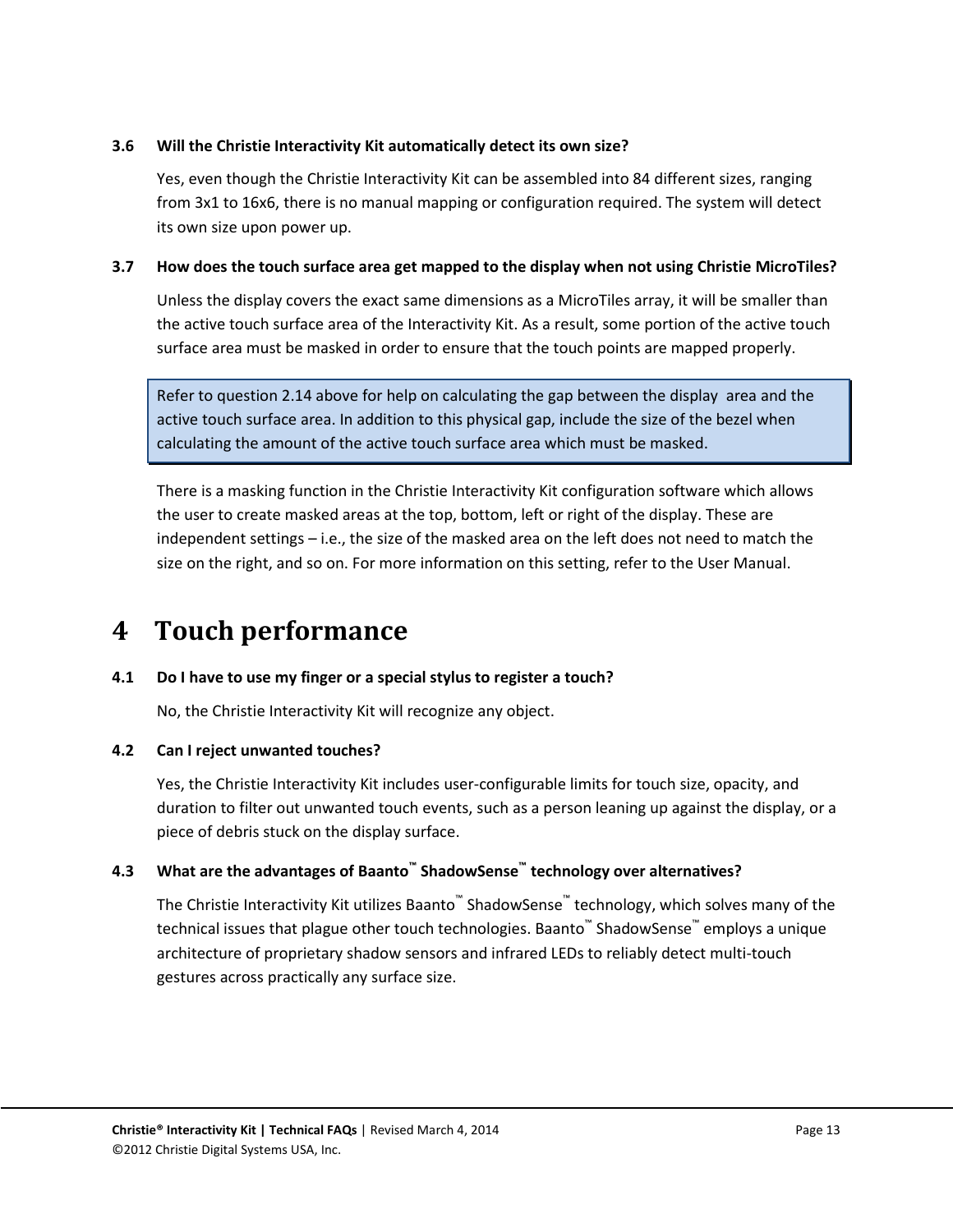### 3.6 Will the Christie Interactivity Kit automatically detect its own size?

Yes, even though the Christie Interactivity Kit can be assembled into 84 different sizes, ranging from 3x1 to 16x6, there is no manual mapping or configuration required. The system will detect its own size upon power up.

### 3.7 How does the touch surface area get mapped to the display when not using Christie MicroTiles?

Unless the display covers the exact same dimensions as a MicroTiles array, it will be smaller than the active touch surface area of the Interactivity Kit. As a result, some portion of the active touch surface area must be masked in order to ensure that the touch points are mapped properly.

> Refer to question 2.14 above for help on calculating the gap between the display area and the active touch surface area. In addition to this physical gap, include the size of the bezel when calculating the amount of the active touch surface area which must be masked.

There is a masking function in the Christie Interactivity Kit configuration software which allows the user to create masked areas at the top, bottom, left or right of the display. These are independent settings – i.e., the size of the masked area on the left does not need to match the size on the right, and so on. For more information on this setting, refer to the User Manual.

# 4 Touch performance

### 4.1 Do I have to use my finger or a special stylus to register a touch?

No, the Christie Interactivity Kit will recognize any object.

### 4.2 Can I reject unwanted touches?

Yes, the Christie Interactivity Kit includes user-configurable limits for touch size, opacity, and duration to filter out unwanted touch events, such as a person leaning up against the display, or a piece of debris stuck on the display surface.

### 4.3 What are the advantages of Baanto™ ShadowSense™ technology over alternatives?

The Christie Interactivity Kit utilizes Baanto™ ShadowSense™ technology, which solves many of the technical issues that plague other touch technologies. Baanto™ ShadowSense™ employs a unique architecture of proprietary shadow sensors and infrared LEDs to reliably detect multi-touch gestures across practically any surface size.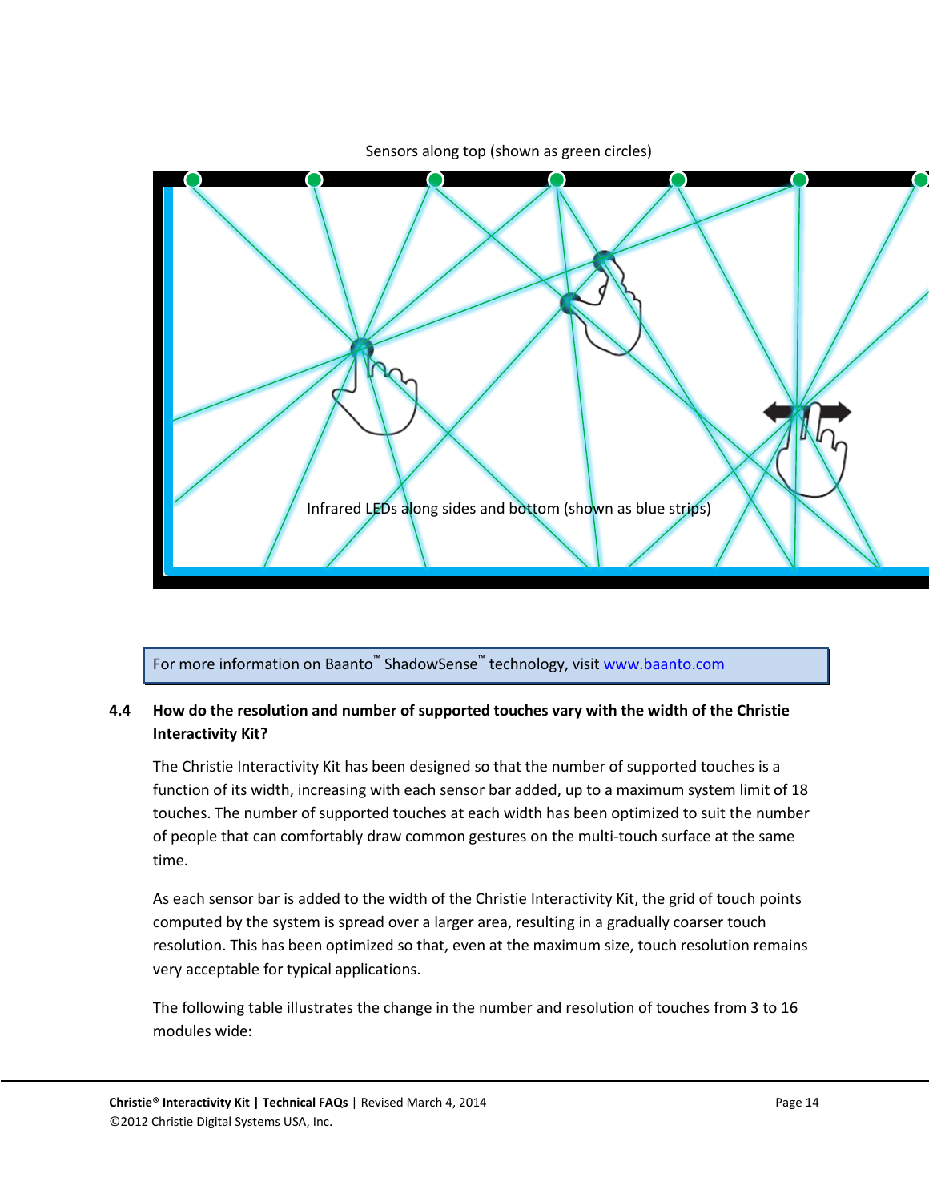Sensors along top (shown as green circles)

Infrared LEDs along sides and bottom (shown as blue strips)

For more information on Baanto™ ShadowSense™ technology, visit www.baanto.com

## 4.4 How do the resolution and number of supported touches vary with the width of the Christie Interactivity Kit?

The Christie Interactivity Kit has been designed so that the number of supported touches is a function of its width, increasing with each sensor bar added, up to a maximum system limit of 18 touches. The number of supported touches at each width has been optimized to suit the number of people that can comfortably draw common gestures on the multi-touch surface at the same time.

As each sensor bar is added to the width of the Christie Interactivity Kit, the grid of touch points computed by the system is spread over a larger area, resulting in a gradually coarser touch resolution. This has been optimized so that, even at the maximum size, touch resolution remains very acceptable for typical applications.

The following table illustrates the change in the number and resolution of touches from 3 to 16 modules wide: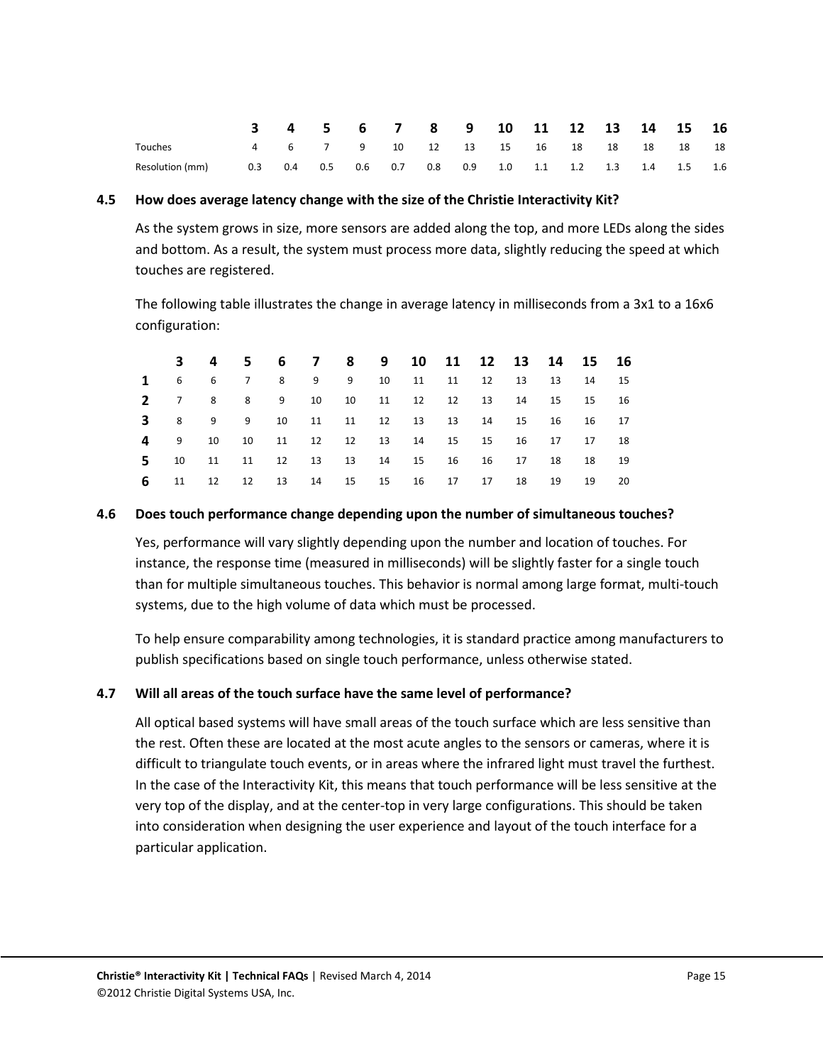| | 3 | 4 | 5 | 6 | 7 | 8 | 9 | 10 | 11 | 12 | 13 | 14 | 15 | 16 |
|---|---|---|---|---|---|---|---|---|---|---|---|---|---|---|
| Touches | 4 | 6 | 7 | 9 | 10 | 12 | 13 | 15 | 16 | 18 | 18 | 18 | 18 | 18 |
| Resolution (mm) | 0.3 | 0.4 | 0.5 | 0.6 | 0.7 | 0.8 | 0.9 | 1.0 | 1.1 | 1.2 | 1.3 | 1.4 | 1.5 | 1.6 |

### 4.5 How does average latency change with the size of the Christie Interactivity Kit?

As the system grows in size, more sensors are added along the top, and more LEDs along the sides and bottom. As a result, the system must process more data, slightly reducing the speed at which touches are registered.

The following table illustrates the change in average latency in milliseconds from a 3x1 to a 16x6 configuration:

| | 3 | 4 | 5 | 6 | 7 | 8 | 9 | 10 | 11 | 12 | 13 | 14 | 15 | 16 |
|---|---|---|---|---|---|---|---|---|---|---|---|---|---|---|
| **1** | 6 | 6 | 7 | 8 | 9 | 9 | 10 | 11 | 11 | 12 | 13 | 13 | 14 | 15 |
| **2** | 7 | 8 | 8 | 9 | 10 | 10 | 11 | 12 | 12 | 13 | 14 | 15 | 15 | 16 |
| **3** | 8 | 9 | 9 | 10 | 11 | 11 | 12 | 13 | 13 | 14 | 15 | 16 | 16 | 17 |
| **4** | 9 | 10 | 10 | 11 | 12 | 12 | 13 | 14 | 15 | 15 | 16 | 17 | 17 | 18 |
| **5** | 10 | 11 | 11 | 12 | 13 | 13 | 14 | 15 | 16 | 16 | 17 | 18 | 18 | 19 |
| **6** | 11 | 12 | 12 | 13 | 14 | 15 | 15 | 16 | 17 | 17 | 18 | 19 | 19 | 20 |

### 4.6 Does touch performance change depending upon the number of simultaneous touches?

Yes, performance will vary slightly depending upon the number and location of touches. For instance, the response time (measured in milliseconds) will be slightly faster for a single touch than for multiple simultaneous touches. This behavior is normal among large format, multi-touch systems, due to the high volume of data which must be processed.

To help ensure comparability among technologies, it is standard practice among manufacturers to publish specifications based on single touch performance, unless otherwise stated.

### 4.7 Will all areas of the touch surface have the same level of performance?

All optical based systems will have small areas of the touch surface which are less sensitive than the rest. Often these are located at the most acute angles to the sensors or cameras, where it is difficult to triangulate touch events, or in areas where the infrared light must travel the furthest. In the case of the Interactivity Kit, this means that touch performance will be less sensitive at the very top of the display, and at the center-top in very large configurations. This should be taken into consideration when designing the user experience and layout of the touch interface for a particular application.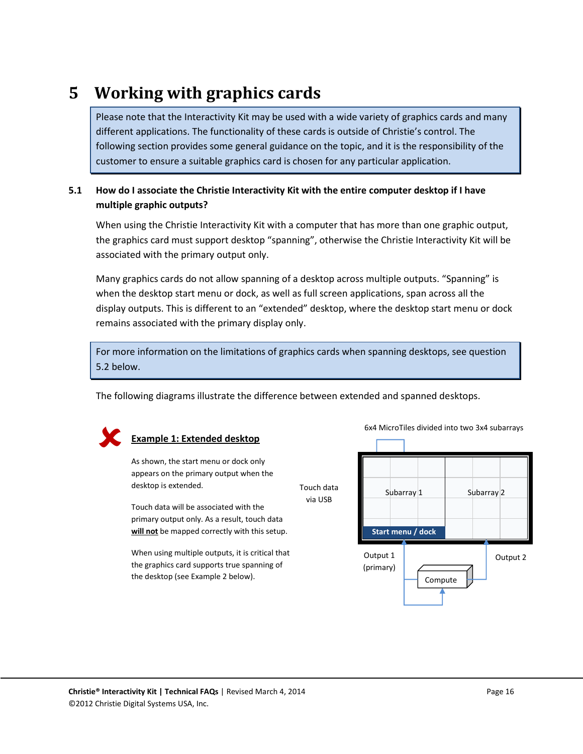# 5 Working with graphics cards

Please note that the Interactivity Kit may be used with a wide variety of graphics cards and many different applications. The functionality of these cards is outside of Christie's control. The following section provides some general guidance on the topic, and it is the responsibility of the customer to ensure a suitable graphics card is chosen for any particular application.

## 5.1 How do I associate the Christie Interactivity Kit with the entire computer desktop if I have multiple graphic outputs?

When using the Christie Interactivity Kit with a computer that has more than one graphic output, the graphics card must support desktop "spanning", otherwise the Christie Interactivity Kit will be associated with the primary output only.

Many graphics cards do not allow spanning of a desktop across multiple outputs. "Spanning" is when the desktop start menu or dock, as well as full screen applications, span across all the display outputs. This is different to an "extended" desktop, where the desktop start menu or dock remains associated with the primary display only.

For more information on the limitations of graphics cards when spanning desktops, see question 5.2 below.

The following diagrams illustrate the difference between extended and spanned desktops.

**Example 1: Extended desktop**

As shown, the start menu or dock only appears on the primary output when the desktop is extended.

Touch data will be associated with the primary output only. As a result, touch data **will not** be mapped correctly with this setup.

When using multiple outputs, it is critical that the graphics card supports true spanning of the desktop (see Example 2 below).

6x4 MicroTiles divided into two 3x4 subarrays

Touch data via USB

Subarray 1

Subarray 2

Start menu / dock

Output 1 (primary)

Output 2

Compute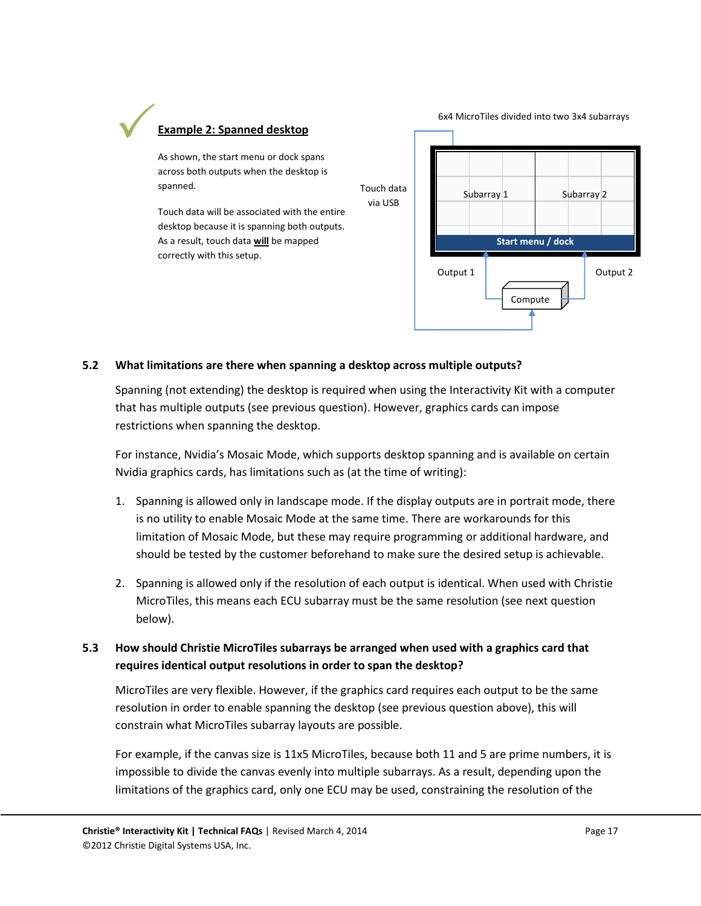**Example 2: Spanned desktop**

As shown, the start menu or dock spans across both outputs when the desktop is spanned.

Touch data will be associated with the entire desktop because it is spanning both outputs. As a result, touch data **will** be mapped correctly with this setup.

6x4 MicroTiles divided into two 3x4 subarrays

Touch data via USB

Subarray 1

Subarray 2

Start menu / dock

Output 1

Output 2

Compute

### 5.2 What limitations are there when spanning a desktop across multiple outputs?

Spanning (not extending) the desktop is required when using the Interactivity Kit with a computer that has multiple outputs (see previous question). However, graphics cards can impose restrictions when spanning the desktop.

For instance, Nvidia's Mosaic Mode, which supports desktop spanning and is available on certain Nvidia graphics cards, has limitations such as (at the time of writing):

1. Spanning is allowed only in landscape mode. If the display outputs are in portrait mode, there is no utility to enable Mosaic Mode at the same time. There are workarounds for this limitation of Mosaic Mode, but these may require programming or additional hardware, and should be tested by the customer beforehand to make sure the desired setup is achievable.
2. Spanning is allowed only if the resolution of each output is identical. When used with Christie MicroTiles, this means each ECU subarray must be the same resolution (see next question below).

### 5.3 How should Christie MicroTiles subarrays be arranged when used with a graphics card that requires identical output resolutions in order to span the desktop?

MicroTiles are very flexible. However, if the graphics card requires each output to be the same resolution in order to enable spanning the desktop (see previous question above), this will constrain what MicroTiles subarray layouts are possible.

For example, if the canvas size is 11x5 MicroTiles, because both 11 and 5 are prime numbers, it is impossible to divide the canvas evenly into multiple subarrays. As a result, depending upon the limitations of the graphics card, only one ECU may be used, constraining the resolution of the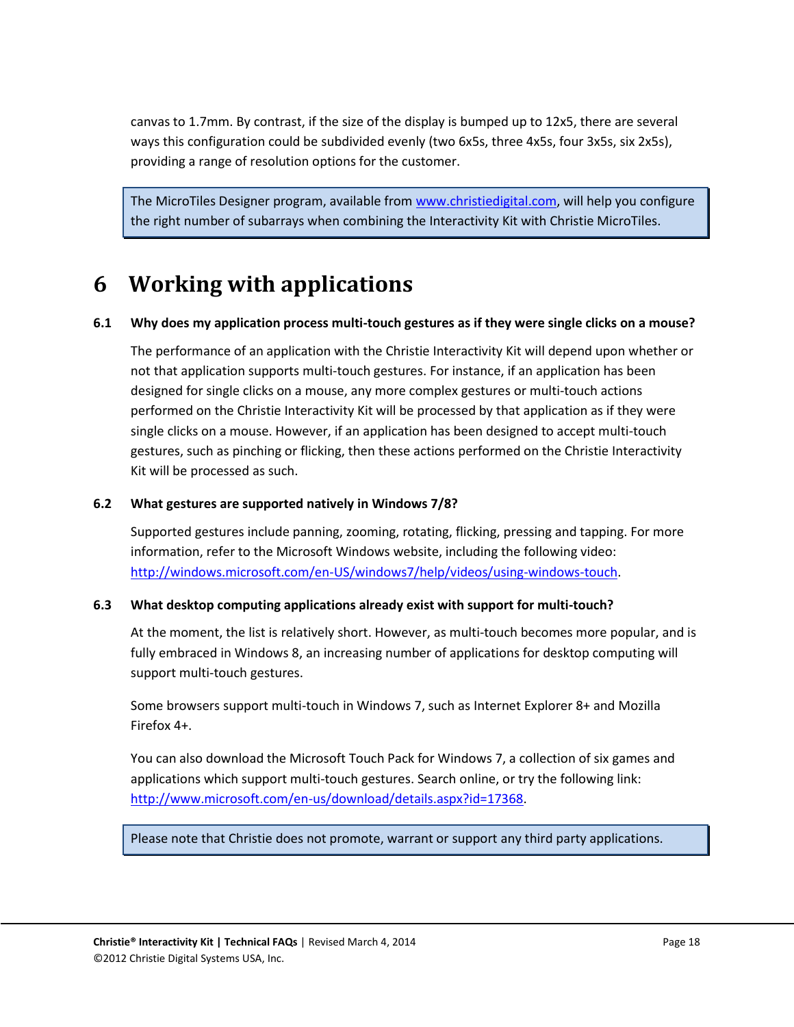canvas to 1.7mm. By contrast, if the size of the display is bumped up to 12x5, there are several ways this configuration could be subdivided evenly (two 6x5s, three 4x5s, four 3x5s, six 2x5s), providing a range of resolution options for the customer.

> The MicroTiles Designer program, available from [www.christiedigital.com](http://www.christiedigital.com), will help you configure the right number of subarrays when combining the Interactivity Kit with Christie MicroTiles.

# 6 Working with applications

### 6.1 Why does my application process multi-touch gestures as if they were single clicks on a mouse?

The performance of an application with the Christie Interactivity Kit will depend upon whether or not that application supports multi-touch gestures. For instance, if an application has been designed for single clicks on a mouse, any more complex gestures or multi-touch actions performed on the Christie Interactivity Kit will be processed by that application as if they were single clicks on a mouse. However, if an application has been designed to accept multi-touch gestures, such as pinching or flicking, then these actions performed on the Christie Interactivity Kit will be processed as such.

### 6.2 What gestures are supported natively in Windows 7/8?

Supported gestures include panning, zooming, rotating, flicking, pressing and tapping. For more information, refer to the Microsoft Windows website, including the following video: [http://windows.microsoft.com/en-US/windows7/help/videos/using-windows-touch](http://windows.microsoft.com/en-US/windows7/help/videos/using-windows-touch).

### 6.3 What desktop computing applications already exist with support for multi-touch?

At the moment, the list is relatively short. However, as multi-touch becomes more popular, and is fully embraced in Windows 8, an increasing number of applications for desktop computing will support multi-touch gestures.

Some browsers support multi-touch in Windows 7, such as Internet Explorer 8+ and Mozilla Firefox 4+.

You can also download the Microsoft Touch Pack for Windows 7, a collection of six games and applications which support multi-touch gestures. Search online, or try the following link: [http://www.microsoft.com/en-us/download/details.aspx?id=17368](http://www.microsoft.com/en-us/download/details.aspx?id=17368).

> Please note that Christie does not promote, warrant or support any third party applications.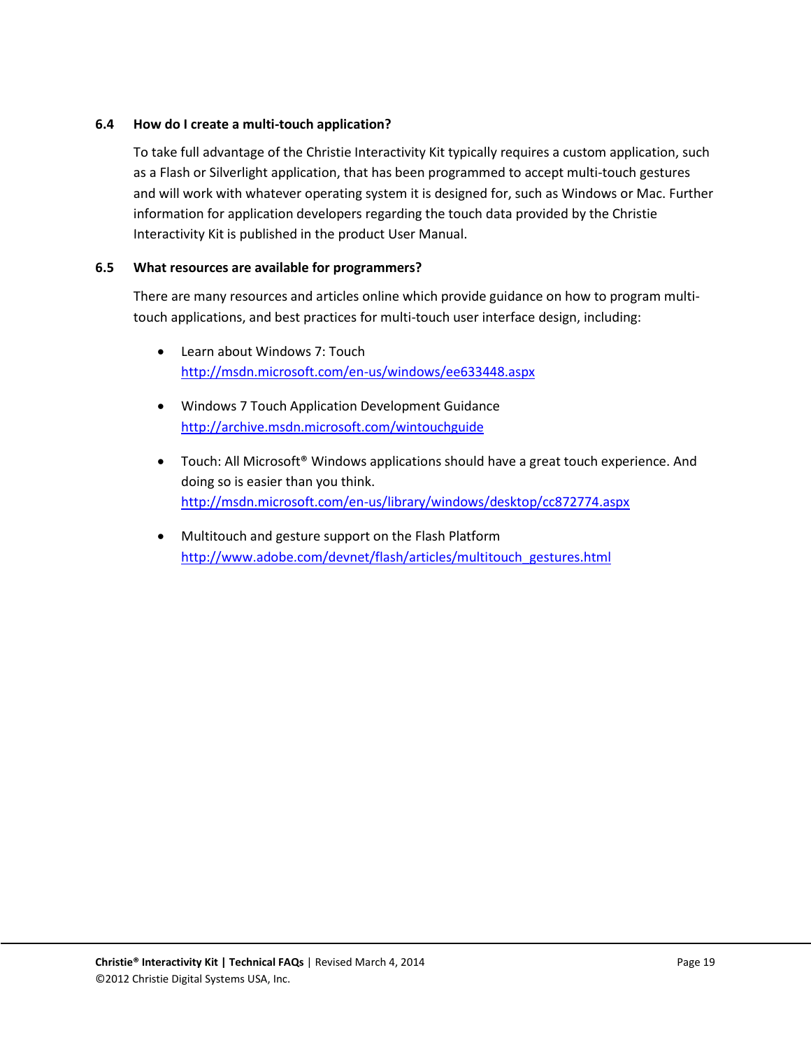### 6.4 How do I create a multi-touch application?

To take full advantage of the Christie Interactivity Kit typically requires a custom application, such as a Flash or Silverlight application, that has been programmed to accept multi-touch gestures and will work with whatever operating system it is designed for, such as Windows or Mac. Further information for application developers regarding the touch data provided by the Christie Interactivity Kit is published in the product User Manual.

### 6.5 What resources are available for programmers?

There are many resources and articles online which provide guidance on how to program multi-touch applications, and best practices for multi-touch user interface design, including:

- Learn about Windows 7: Touch
  http://msdn.microsoft.com/en-us/windows/ee633448.aspx

- Windows 7 Touch Application Development Guidance
  http://archive.msdn.microsoft.com/wintouchguide

- Touch: All Microsoft® Windows applications should have a great touch experience. And doing so is easier than you think.
  http://msdn.microsoft.com/en-us/library/windows/desktop/cc872774.aspx

- Multitouch and gesture support on the Flash Platform
  http://www.adobe.com/devnet/flash/articles/multitouch_gestures.html